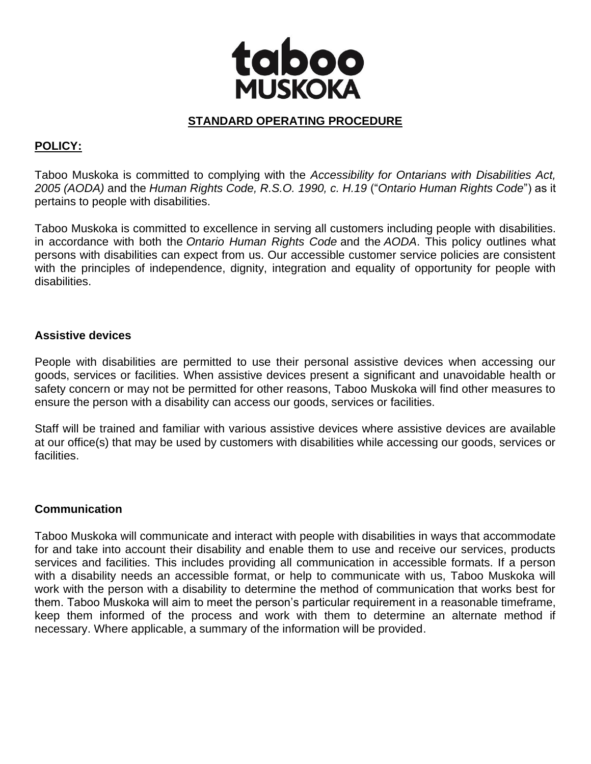# taboo MUSKOKA

**STANDARD OPERATING PROCEDURE**

**POLICY:**

Taboo Muskoka is committed to complying with the *Accessibility for Ontarians with Disabilities Act, 2005 (AODA)* and the *Human Rights Code, R.S.O. 1990, c. H.19* ("*Ontario Human Rights Code*") as it pertains to people with disabilities.

Taboo Muskoka is committed to excellence in serving all customers including people with disabilities. in accordance with both the *Ontario Human Rights Code* and the *AODA*. This policy outlines what persons with disabilities can expect from us. Our accessible customer service policies are consistent with the principles of independence, dignity, integration and equality of opportunity for people with disabilities.

**Assistive devices**

People with disabilities are permitted to use their personal assistive devices when accessing our goods, services or facilities. When assistive devices present a significant and unavoidable health or safety concern or may not be permitted for other reasons, Taboo Muskoka will find other measures to ensure the person with a disability can access our goods, services or facilities.

Staff will be trained and familiar with various assistive devices where assistive devices are available at our office(s) that may be used by customers with disabilities while accessing our goods, services or facilities.

**Communication**

Taboo Muskoka will communicate and interact with people with disabilities in ways that accommodate for and take into account their disability and enable them to use and receive our services, products services and facilities. This includes providing all communication in accessible formats. If a person with a disability needs an accessible format, or help to communicate with us, Taboo Muskoka will work with the person with a disability to determine the method of communication that works best for them. Taboo Muskoka will aim to meet the person's particular requirement in a reasonable timeframe, keep them informed of the process and work with them to determine an alternate method if necessary. Where applicable, a summary of the information will be provided.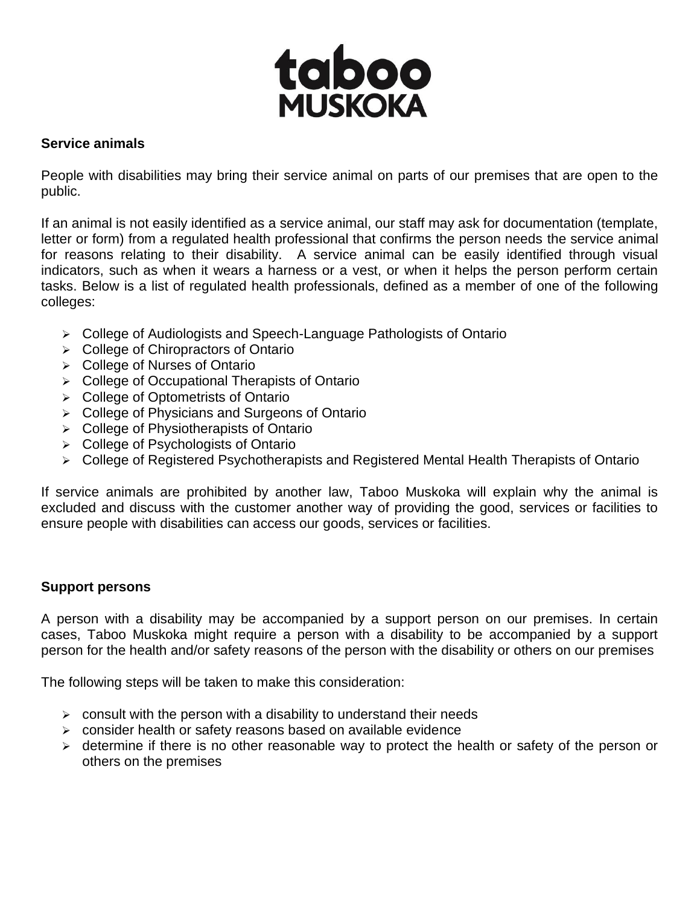**Service animals**

People with disabilities may bring their service animal on parts of our premises that are open to the public.

If an animal is not easily identified as a service animal, our staff may ask for documentation (template, letter or form) from a regulated health professional that confirms the person needs the service animal for reasons relating to their disability. A service animal can be easily identified through visual indicators, such as when it wears a harness or a vest, or when it helps the person perform certain tasks. Below is a list of regulated health professionals, defined as a member of one of the following colleges:

- College of Audiologists and Speech-Language Pathologists of Ontario
- College of Chiropractors of Ontario
- College of Nurses of Ontario
- College of Occupational Therapists of Ontario
- College of Optometrists of Ontario
- College of Physicians and Surgeons of Ontario
- College of Physiotherapists of Ontario
- College of Psychologists of Ontario
- College of Registered Psychotherapists and Registered Mental Health Therapists of Ontario

If service animals are prohibited by another law, Taboo Muskoka will explain why the animal is excluded and discuss with the customer another way of providing the good, services or facilities to ensure people with disabilities can access our goods, services or facilities.

**Support persons**

A person with a disability may be accompanied by a support person on our premises. In certain cases, Taboo Muskoka might require a person with a disability to be accompanied by a support person for the health and/or safety reasons of the person with the disability or others on our premises

The following steps will be taken to make this consideration:

- consult with the person with a disability to understand their needs
- consider health or safety reasons based on available evidence
- determine if there is no other reasonable way to protect the health or safety of the person or others on the premises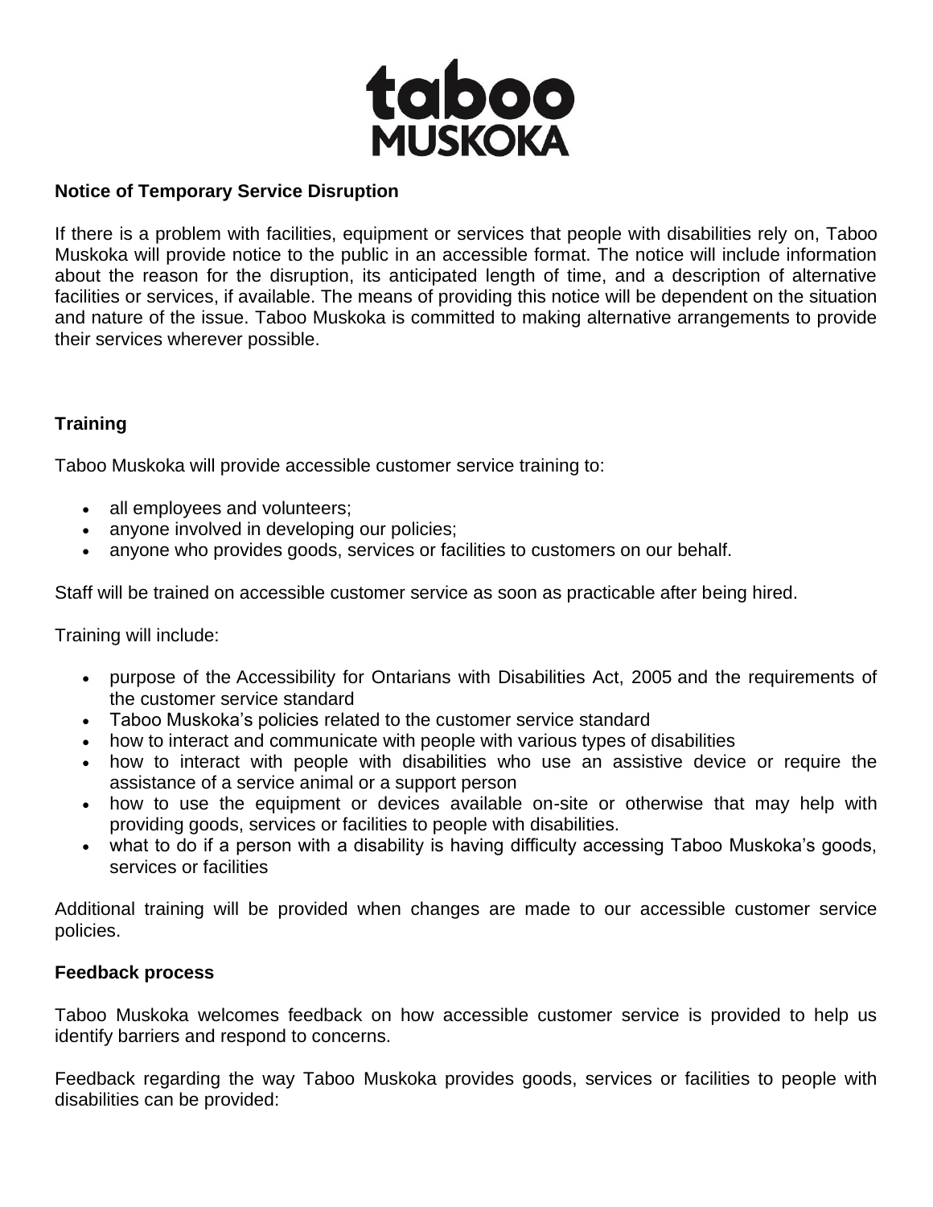**Notice of Temporary Service Disruption**

If there is a problem with facilities, equipment or services that people with disabilities rely on, Taboo Muskoka will provide notice to the public in an accessible format. The notice will include information about the reason for the disruption, its anticipated length of time, and a description of alternative facilities or services, if available. The means of providing this notice will be dependent on the situation and nature of the issue. Taboo Muskoka is committed to making alternative arrangements to provide their services wherever possible.

**Training**

Taboo Muskoka will provide accessible customer service training to:

- all employees and volunteers;
- anyone involved in developing our policies;
- anyone who provides goods, services or facilities to customers on our behalf.

Staff will be trained on accessible customer service as soon as practicable after being hired.

Training will include:

- purpose of the Accessibility for Ontarians with Disabilities Act, 2005 and the requirements of the customer service standard
- Taboo Muskoka's policies related to the customer service standard
- how to interact and communicate with people with various types of disabilities
- how to interact with people with disabilities who use an assistive device or require the assistance of a service animal or a support person
- how to use the equipment or devices available on-site or otherwise that may help with providing goods, services or facilities to people with disabilities.
- what to do if a person with a disability is having difficulty accessing Taboo Muskoka's goods, services or facilities

Additional training will be provided when changes are made to our accessible customer service policies.

**Feedback process**

Taboo Muskoka welcomes feedback on how accessible customer service is provided to help us identify barriers and respond to concerns.

Feedback regarding the way Taboo Muskoka provides goods, services or facilities to people with disabilities can be provided: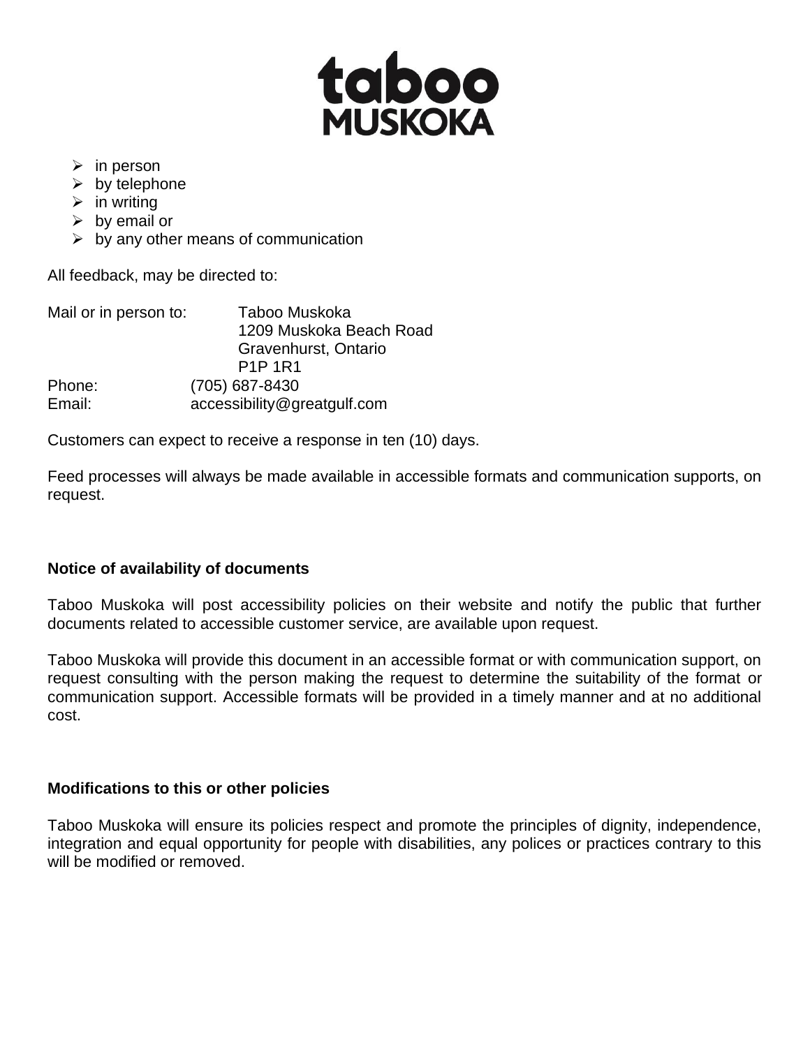- in person
- by telephone
- in writing
- by email or
- by any other means of communication

All feedback, may be directed to:

Mail or in person to: Taboo Muskoka
1209 Muskoka Beach Road
Gravenhurst, Ontario
P1P 1R1

Phone: (705) 687-8430
Email: accessibility@greatgulf.com

Customers can expect to receive a response in ten (10) days.

Feed processes will always be made available in accessible formats and communication supports, on request.

**Notice of availability of documents**

Taboo Muskoka will post accessibility policies on their website and notify the public that further documents related to accessible customer service, are available upon request.

Taboo Muskoka will provide this document in an accessible format or with communication support, on request consulting with the person making the request to determine the suitability of the format or communication support. Accessible formats will be provided in a timely manner and at no additional cost.

**Modifications to this or other policies**

Taboo Muskoka will ensure its policies respect and promote the principles of dignity, independence, integration and equal opportunity for people with disabilities, any polices or practices contrary to this will be modified or removed.